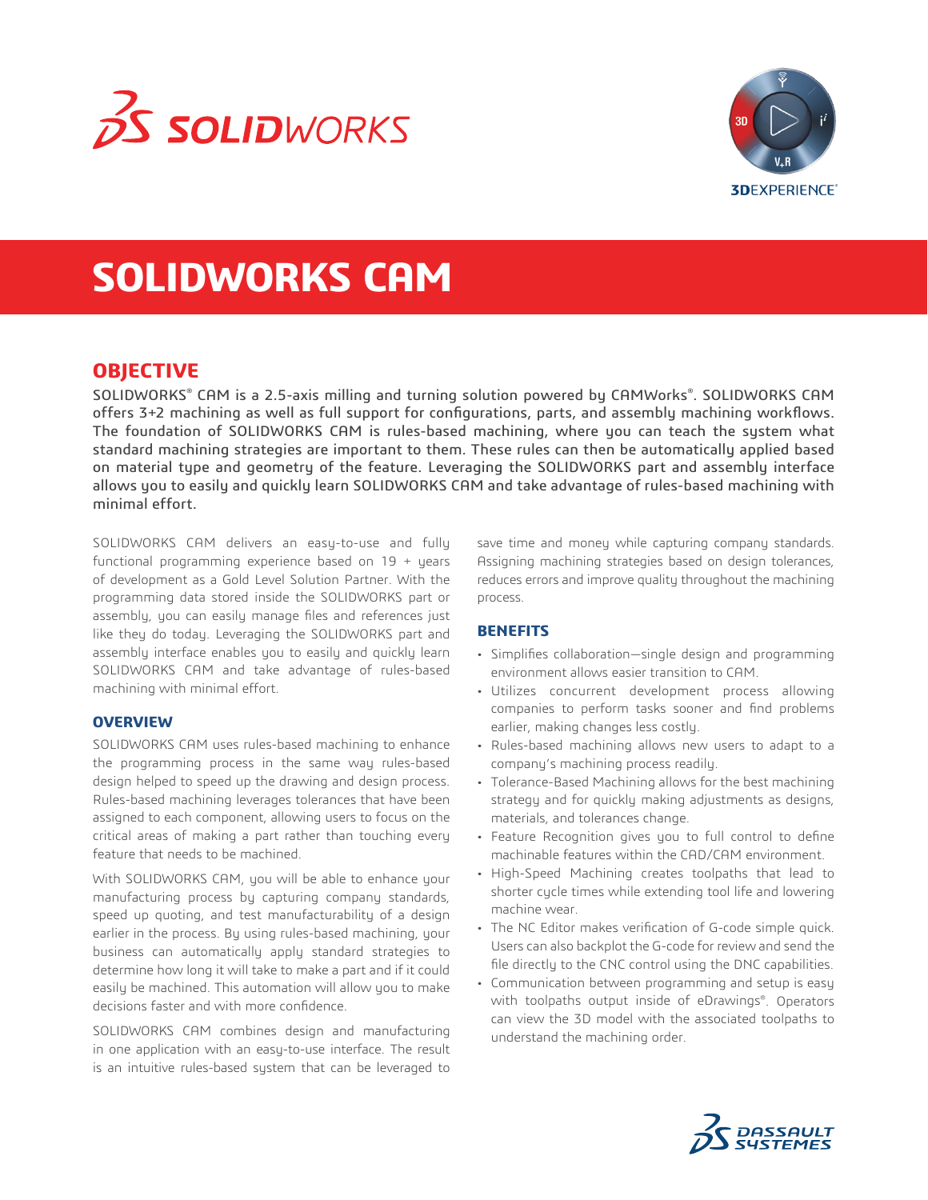# SOLIDWORKS CAM

## OBJECTIVE

SOLIDWORKS® CAM is a 2.5-axis milling and turning solution powered by CAMWorks®. SOLIDWORKS CAM offers 3+2 machining as well as full support for configurations, parts, and assembly machining workflows. The foundation of SOLIDWORKS CAM is rules-based machining, where you can teach the system what standard machining strategies are important to them. These rules can then be automatically applied based on material type and geometry of the feature. Leveraging the SOLIDWORKS part and assembly interface allows you to easily and quickly learn SOLIDWORKS CAM and take advantage of rules-based machining with minimal effort.

SOLIDWORKS CAM delivers an easy-to-use and fully functional programming experience based on 19 + years of development as a Gold Level Solution Partner. With the programming data stored inside the SOLIDWORKS part or assembly, you can easily manage files and references just like they do today. Leveraging the SOLIDWORKS part and assembly interface enables you to easily and quickly learn SOLIDWORKS CAM and take advantage of rules-based machining with minimal effort.

### OVERVIEW

SOLIDWORKS CAM uses rules-based machining to enhance the programming process in the same way rules-based design helped to speed up the drawing and design process. Rules-based machining leverages tolerances that have been assigned to each component, allowing users to focus on the critical areas of making a part rather than touching every feature that needs to be machined.

With SOLIDWORKS CAM, you will be able to enhance your manufacturing process by capturing company standards, speed up quoting, and test manufacturability of a design earlier in the process. By using rules-based machining, your business can automatically apply standard strategies to determine how long it will take to make a part and if it could easily be machined. This automation will allow you to make decisions faster and with more confidence.

SOLIDWORKS CAM combines design and manufacturing in one application with an easy-to-use interface. The result is an intuitive rules-based system that can be leveraged to save time and money while capturing company standards. Assigning machining strategies based on design tolerances, reduces errors and improve quality throughout the machining process.

### BENEFITS

- Simplifies collaboration—single design and programming environment allows easier transition to CAM.
- Utilizes concurrent development process allowing companies to perform tasks sooner and find problems earlier, making changes less costly.
- Rules-based machining allows new users to adapt to a company's machining process readily.
- Tolerance-Based Machining allows for the best machining strategy and for quickly making adjustments as designs, materials, and tolerances change.
- Feature Recognition gives you to full control to define machinable features within the CAD/CAM environment.
- High-Speed Machining creates toolpaths that lead to shorter cycle times while extending tool life and lowering machine wear.
- The NC Editor makes verification of G-code simple quick. Users can also backplot the G-code for review and send the file directly to the CNC control using the DNC capabilities.
- Communication between programming and setup is easy with toolpaths output inside of eDrawings®. Operators can view the 3D model with the associated toolpaths to understand the machining order.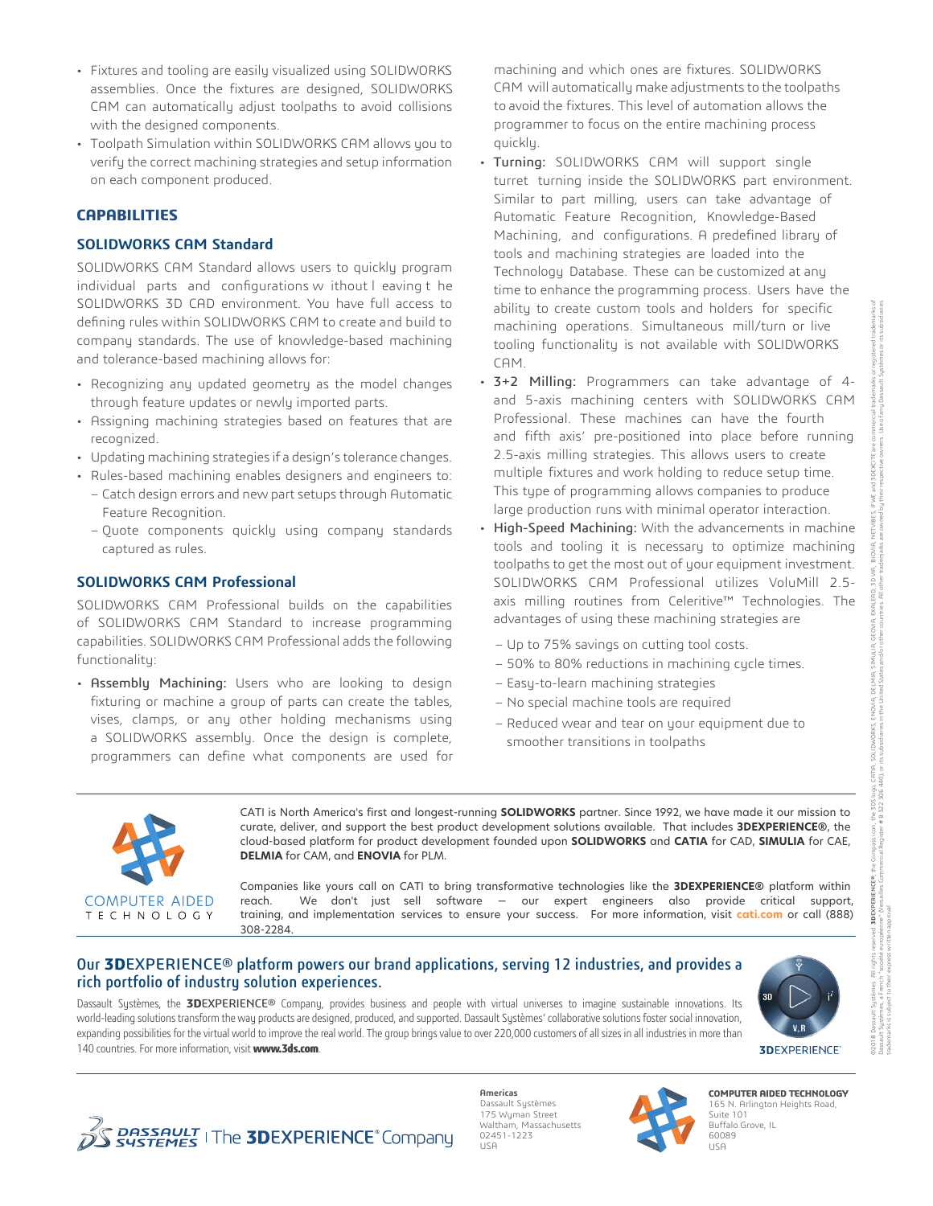- Fixtures and tooling are easily visualized using SOLIDWORKS assemblies. Once the fixtures are designed, SOLIDWORKS CAM can automatically adjust toolpaths to avoid collisions with the designed components.
- Toolpath Simulation within SOLIDWORKS CAM allows you to verify the correct machining strategies and setup information on each component produced.

## CAPABILITIES

### SOLIDWORKS CAM Standard

SOLIDWORKS CAM Standard allows users to quickly program individual parts and configurations without leaving the SOLIDWORKS 3D CAD environment. You have full access to defining rules within SOLIDWORKS CAM to create and build to company standards. The use of knowledge-based machining and tolerance-based machining allows for:

- Recognizing any updated geometry as the model changes through feature updates or newly imported parts.
- Assigning machining strategies based on features that are recognized.
- Updating machining strategies if a design's tolerance changes.
- Rules-based machining enables designers and engineers to:
  - Catch design errors and new part setups through Automatic Feature Recognition.
  - Quote components quickly using company standards captured as rules.

### SOLIDWORKS CAM Professional

SOLIDWORKS CAM Professional builds on the capabilities of SOLIDWORKS CAM Standard to increase programming capabilities. SOLIDWORKS CAM Professional adds the following functionality:

- **Assembly Machining:** Users who are looking to design fixturing or machine a group of parts can create the tables, vises, clamps, or any other holding mechanisms using a SOLIDWORKS assembly. Once the design is complete, programmers can define what components are used for machining and which ones are fixtures. SOLIDWORKS CAM will automatically make adjustments to the toolpaths to avoid the fixtures. This level of automation allows the programmer to focus on the entire machining process quickly.
- **Turning:** SOLIDWORKS CAM will support single turret turning inside the SOLIDWORKS part environment. Similar to part milling, users can take advantage of Automatic Feature Recognition, Knowledge-Based Machining, and configurations. A predefined library of tools and machining strategies are loaded into the Technology Database. These can be customized at any time to enhance the programming process. Users have the ability to create custom tools and holders for specific machining operations. Simultaneous mill/turn or live tooling functionality is not available with SOLIDWORKS CAM.
- **3+2 Milling:** Programmers can take advantage of 4- and 5-axis machining centers with SOLIDWORKS CAM Professional. These machines can have the fourth and fifth axis' pre-positioned into place before running 2.5-axis milling strategies. This allows users to create multiple fixtures and work holding to reduce setup time. This type of programming allows companies to produce large production runs with minimal operator interaction.
- **High-Speed Machining:** With the advancements in machine tools and tooling it is necessary to optimize machining toolpaths to get the most out of your equipment investment. SOLIDWORKS CAM Professional utilizes VoluMill 2.5-axis milling routines from Celeritive™ Technologies. The advantages of using these machining strategies are
  - Up to 75% savings on cutting tool costs.
  - 50% to 80% reductions in machining cycle times.
  - Easy-to-learn machining strategies
  - No special machine tools are required
  - Reduced wear and tear on your equipment due to smoother transitions in toolpaths

COMPUTER AIDED TECHNOLOGY

CATI is North America's first and longest-running **SOLIDWORKS** partner. Since 1992, we have made it our mission to curate, deliver, and support the best product development solutions available. That includes **3DEXPERIENCE®**, the cloud-based platform for product development founded upon **SOLIDWORKS** and **CATIA** for CAD, **SIMULIA** for CAE, **DELMIA** for CAM, and **ENOVIA** for PLM.

Companies like yours call on CATI to bring transformative technologies like the **3DEXPERIENCE®** platform within reach. We don't just sell software — our expert engineers also provide critical support, training, and implementation services to ensure your success. For more information, visit **cati.com** or call (888) 308-2284.

## Our 3DEXPERIENCE® platform powers our brand applications, serving 12 industries, and provides a rich portfolio of industry solution experiences.

Dassault Systèmes, the **3D**EXPERIENCE® Company, provides business and people with virtual universes to imagine sustainable innovations. Its world-leading solutions transform the way products are designed, produced, and supported. Dassault Systèmes' collaborative solutions foster social innovation, expanding possibilities for the virtual world to improve the real world. The group brings value to over 220,000 customers of all sizes in all industries in more than 140 countries. For more information, visit **www.3ds.com**.

DASSAULT SYSTEMES | The 3DEXPERIENCE® Company

**Americas**
Dassault Systèmes
175 Wyman Street
Waltham, Massachusetts
02451-1223
USA

**COMPUTER AIDED TECHNOLOGY**
165 N. Arlington Heights Road,
Suite 101
Buffalo Grove, IL
60089
USA